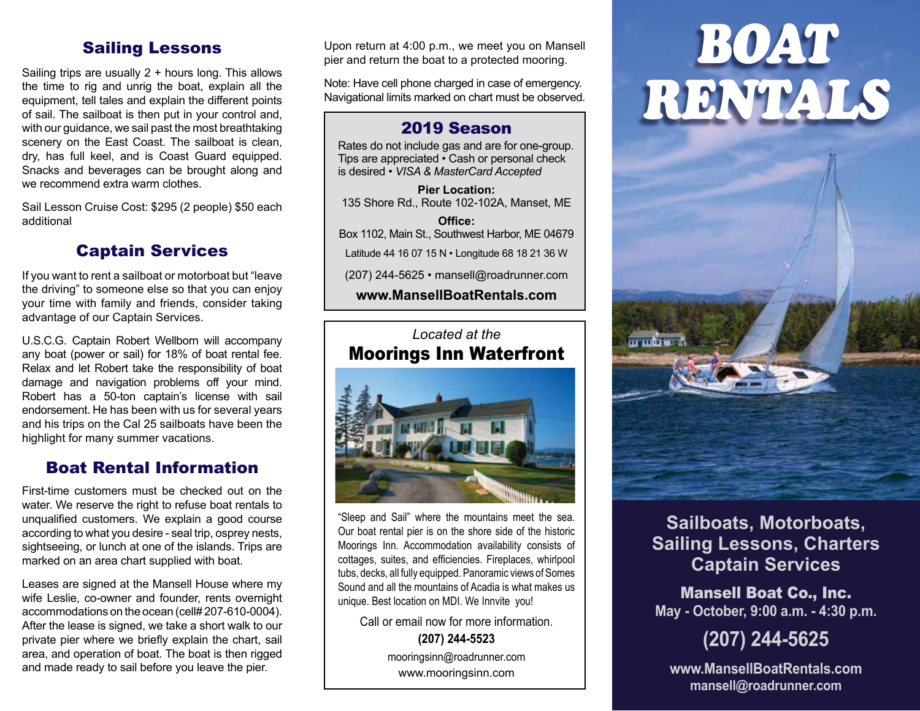## Sailing Lessons

Sailing trips are usually 2 + hours long. This allows the time to rig and unrig the boat, explain all the equipment, tell tales and explain the different points of sail. The sailboat is then put in your control and, with our guidance, we sail past the most breathtaking scenery on the East Coast. The sailboat is clean, dry, has full keel, and is Coast Guard equipped. Snacks and beverages can be brought along and we recommend extra warm clothes.

Sail Lesson Cruise Cost: $295 (2 people) $50 each additional

## Captain Services

If you want to rent a sailboat or motorboat but "leave the driving" to someone else so that you can enjoy your time with family and friends, consider taking advantage of our Captain Services.

U.S.C.G. Captain Robert Wellborn will accompany any boat (power or sail) for 18% of boat rental fee. Relax and let Robert take the responsibility of boat damage and navigation problems off your mind. Robert has a 50-ton captain's license with sail endorsement. He has been with us for several years and his trips on the Cal 25 sailboats have been the highlight for many summer vacations.

## Boat Rental Information

First-time customers must be checked out on the water. We reserve the right to refuse boat rentals to unqualified customers. We explain a good course according to what you desire - seal trip, osprey nests, sightseeing, or lunch at one of the islands. Trips are marked on an area chart supplied with boat.

Leases are signed at the Mansell House where my wife Leslie, co-owner and founder, rents overnight accommodations on the ocean (cell# 207-610-0004). After the lease is signed, we take a short walk to our private pier where we briefly explain the chart, sail area, and operation of boat. The boat is then rigged and made ready to sail before you leave the pier.

Upon return at 4:00 p.m., we meet you on Mansell pier and return the boat to a protected mooring.

Note: Have cell phone charged in case of emergency. Navigational limits marked on chart must be observed.

## 2019 Season

Rates do not include gas and are for one-group. Tips are appreciated • Cash or personal check is desired • *VISA & MasterCard Accepted*

**Pier Location:**
135 Shore Rd., Route 102-102A, Manset, ME

**Office:**
Box 1102, Main St., Southwest Harbor, ME 04679

Latitude 44 16 07 15 N • Longitude 68 18 21 36 W

(207) 244-5625 • mansell@roadrunner.com

**www.MansellBoatRentals.com**

*Located at the*

## Moorings Inn Waterfront

"Sleep and Sail" where the mountains meet the sea. Our boat rental pier is on the shore side of the historic Moorings Inn. Accommodation availability consists of cottages, suites, and efficiencies. Fireplaces, whirlpool tubs, decks, all fully equipped. Panoramic views of Somes Sound and all the mountains of Acadia is what makes us unique. Best location on MDI. We Innvite you!

Call or email now for more information.

**(207) 244-5523**

mooringsinn@roadrunner.com

www.mooringsinn.com

# BOAT RENTALS

## Sailboats, Motorboats, Sailing Lessons, Charters Captain Services

**Mansell Boat Co., Inc.**

**May - October, 9:00 a.m. - 4:30 p.m.**

**(207) 244-5625**

**www.MansellBoatRentals.com**
**mansell@roadrunner.com**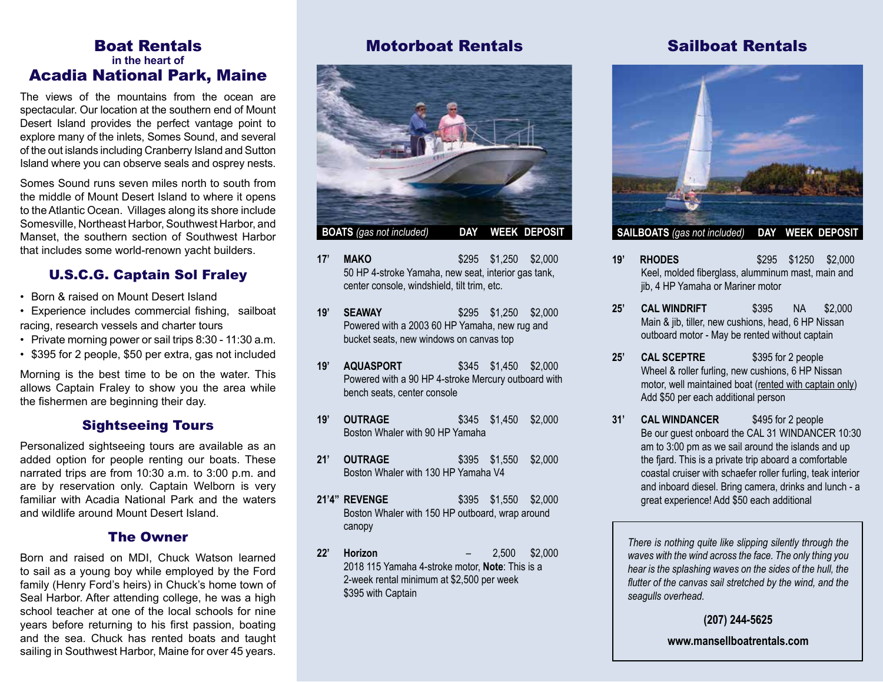# Boat Rentals

### in the heart of

# Acadia National Park, Maine

The views of the mountains from the ocean are spectacular. Our location at the southern end of Mount Desert Island provides the perfect vantage point to explore many of the inlets, Somes Sound, and several of the out islands including Cranberry Island and Sutton Island where you can observe seals and osprey nests.

Somes Sound runs seven miles north to south from the middle of Mount Desert Island to where it opens to the Atlantic Ocean. Villages along its shore include Somesville, Northeast Harbor, Southwest Harbor, and Manset, the southern section of Southwest Harbor that includes some world-renown yacht builders.

## U.S.C.G. Captain Sol Fraley

- Born & raised on Mount Desert Island
- Experience includes commercial fishing, sailboat racing, research vessels and charter tours
- Private morning power or sail trips 8:30 - 11:30 a.m.
- $395 for 2 people, $50 per extra, gas not included

Morning is the best time to be on the water. This allows Captain Fraley to show you the area while the fishermen are beginning their day.

## Sightseeing Tours

Personalized sightseeing tours are available as an added option for people renting our boats. These narrated trips are from 10:30 a.m. to 3:00 p.m. and are by reservation only. Captain Welborn is very familiar with Acadia National Park and the waters and wildlife around Mount Desert Island.

## The Owner

Born and raised on MDI, Chuck Watson learned to sail as a young boy while employed by the Ford family (Henry Ford's heirs) in Chuck's home town of Seal Harbor. After attending college, he was a high school teacher at one of the local schools for nine years before returning to his first passion, boating and the sea. Chuck has rented boats and taught sailing in Southwest Harbor, Maine for over 45 years.

# Motorboat Rentals

| | **BOATS** *(gas not included)* | **DAY** | **WEEK** | **DEPOSIT** |
|---|---|---|---|---|
| 17' | **MAKO**<br>50 HP 4-stroke Yamaha, new seat, interior gas tank, center console, windshield, tilt trim, etc. | $295 | $1,250 | $2,000 |
| 19' | **SEAWAY**<br>Powered with a 2003 60 HP Yamaha, new rug and bucket seats, new windows on canvas top | $295 | $1,250 | $2,000 |
| 19' | **AQUASPORT**<br>Powered with a 90 HP 4-stroke Mercury outboard with bench seats, center console | $345 | $1,450 | $2,000 |
| 19' | **OUTRAGE**<br>Boston Whaler with 90 HP Yamaha | $345 | $1,450 | $2,000 |
| 21' | **OUTRAGE**<br>Boston Whaler with 130 HP Yamaha V4 | $395 | $1,550 | $2,000 |
| 21'4" | **REVENGE**<br>Boston Whaler with 150 HP outboard, wrap around canopy | $395 | $1,550 | $2,000 |
| 22' | **Horizon**<br>2018 115 Yamaha 4-stroke motor, **Note**: This is a 2-week rental minimum at $2,500 per week<br>$395 with Captain | – | 2,500 | $2,000 |

# Sailboat Rentals

| | **SAILBOATS** *(gas not included)* | **DAY** | **WEEK** | **DEPOSIT** |
|---|---|---|---|---|
| 19' | **RHODES**<br>Keel, molded fiberglass, alumminum mast, main and jib, 4 HP Yamaha or Mariner motor | $295 | $1250 | $2,000 |
| 25' | **CAL WINDRIFT**<br>Main & jib, tiller, new cushions, head, 6 HP Nissan outboard motor - May be rented without captain | $395 | NA | $2,000 |
| 25' | **CAL SCEPTRE**<br>Wheel & roller furling, new cushions, 6 HP Nissan motor, well maintained boat (rented with captain only)<br>Add $50 per each additional person | $395 for 2 people | | |
| 31' | **CAL WINDANCER**<br>Be our guest onboard the CAL 31 WINDANCER 10:30 am to 3:00 pm as we sail around the islands and up the fjard. This is a private trip aboard a comfortable coastal cruiser with schaefer roller furling, teak interior and inboard diesel. Bring camera, drinks and lunch - a great experience! Add $50 each additional | $495 for 2 people | | |

*There is nothing quite like slipping silently through the waves with the wind across the face. The only thing you hear is the splashing waves on the sides of the hull, the flutter of the canvas sail stretched by the wind, and the seagulls overhead.*

**(207) 244-5625**

**www.mansellboatrentals.com**